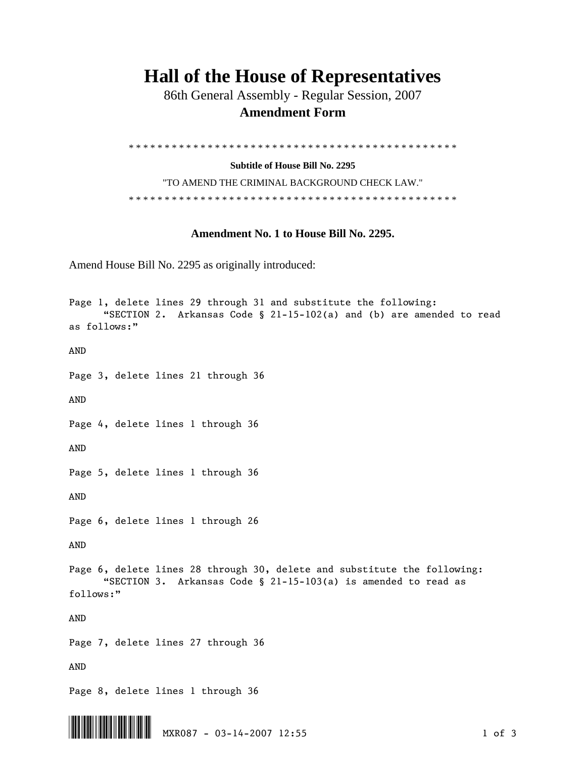# Hall of the House of Representatives

86th General Assembly - Regular Session, 2007

**Amendment Form**

\* \* \* \* \* \* \* \* \* \* \* \* \* \* \* \* \* \* \* \* \* \* \* \* \* \* \* \* \* \* \* \* \* \* \* \* \* \* \* \* \* \* \* \* \* \* \* \* \* \*

**Subtitle of House Bill No. 2295**

"TO AMEND THE CRIMINAL BACKGROUND CHECK LAW."

\* \* \* \* \* \* \* \* \* \* \* \* \* \* \* \* \* \* \* \* \* \* \* \* \* \* \* \* \* \* \* \* \* \* \* \* \* \* \* \* \* \* \* \* \* \* \* \* \* \*

**Amendment No. 1 to House Bill No. 2295.**

Amend House Bill No. 2295 as originally introduced:

Page 1, delete lines 29 through 31 and substitute the following:
"SECTION 2. Arkansas Code § 21-15-102(a) and (b) are amended to read as follows:"

AND

Page 3, delete lines 21 through 36

AND

Page 4, delete lines 1 through 36

AND

Page 5, delete lines 1 through 36

AND

Page 6, delete lines 1 through 26

AND

Page 6, delete lines 28 through 30, delete and substitute the following:
"SECTION 3. Arkansas Code § 21-15-103(a) is amended to read as follows:"

AND

Page 7, delete lines 27 through 36

AND

Page 8, delete lines 1 through 36

MXR087 - 03-14-2007 12:55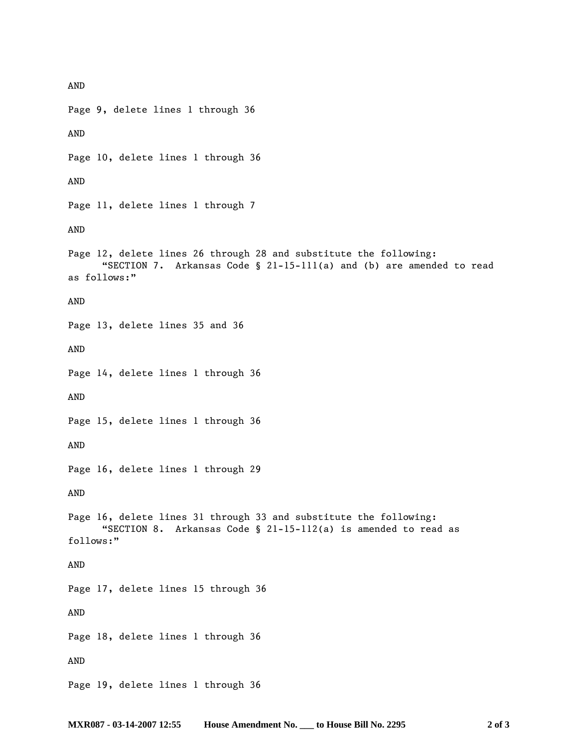AND

Page 9, delete lines 1 through 36

AND

Page 10, delete lines 1 through 36

AND

Page 11, delete lines 1 through 7

AND

Page 12, delete lines 26 through 28 and substitute the following:
"SECTION 7. Arkansas Code § 21-15-111(a) and (b) are amended to read as follows:"

AND

Page 13, delete lines 35 and 36

AND

Page 14, delete lines 1 through 36

AND

Page 15, delete lines 1 through 36

AND

Page 16, delete lines 1 through 29

AND

Page 16, delete lines 31 through 33 and substitute the following:
"SECTION 8. Arkansas Code § 21-15-112(a) is amended to read as follows:"

AND

Page 17, delete lines 15 through 36

AND

Page 18, delete lines 1 through 36

AND

Page 19, delete lines 1 through 36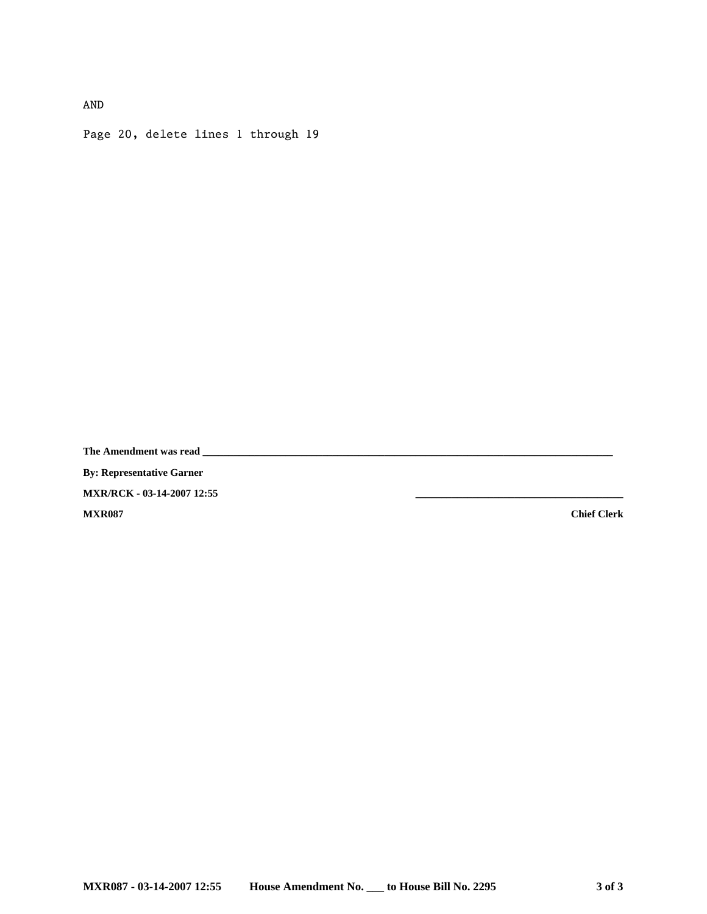AND

Page 20, delete lines 1 through 19

**The Amendment was read \_\_\_\_\_\_\_\_\_\_\_\_\_\_\_\_\_\_\_\_\_\_\_\_\_\_\_\_\_\_\_\_\_\_\_\_\_\_\_\_\_\_\_\_\_\_\_\_\_\_\_\_**

**By: Representative Garner**

**MXR/RCK - 03-14-2007 12:55** \_\_\_\_\_\_\_\_\_\_\_\_\_\_\_\_\_\_\_\_\_\_\_\_\_\_\_\_\_\_

**MXR087** **Chief Clerk**